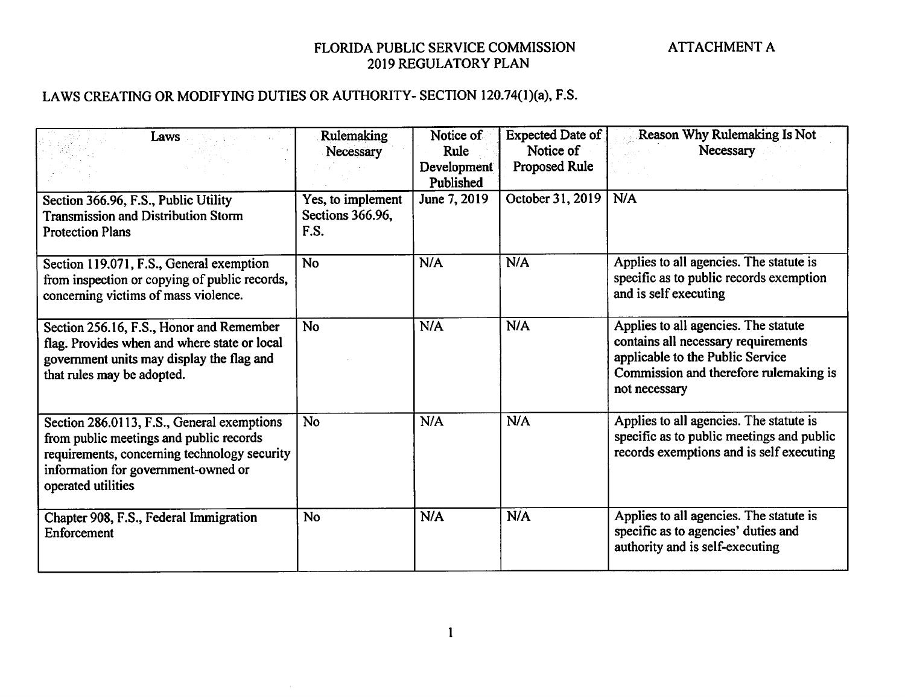FLORIDA PUBLIC SERVICE COMMISSION
2019 REGULATORY PLAN

ATTACHMENT A

LAWS CREATING OR MODIFYING DUTIES OR AUTHORITY- SECTION 120.74(1)(a), F.S.

| Laws | Rulemaking Necessary | Notice of Rule Development Published | Expected Date of Notice of Proposed Rule | Reason Why Rulemaking Is Not Necessary |
|---|---|---|---|---|
| Section 366.96, F.S., Public Utility Transmission and Distribution Storm Protection Plans | Yes, to implement Sections 366.96, F.S. | June 7, 2019 | October 31, 2019 | N/A |
| Section 119.071, F.S., General exemption from inspection or copying of public records, concerning victims of mass violence. | No | N/A | N/A | Applies to all agencies. The statute is specific as to public records exemption and is self executing |
| Section 256.16, F.S., Honor and Remember flag. Provides when and where state or local government units may display the flag and that rules may be adopted. | No | N/A | N/A | Applies to all agencies. The statute contains all necessary requirements applicable to the Public Service Commission and therefore rulemaking is not necessary |
| Section 286.0113, F.S., General exemptions from public meetings and public records requirements, concerning technology security information for government-owned or operated utilities | No | N/A | N/A | Applies to all agencies. The statute is specific as to public meetings and public records exemptions and is self executing |
| Chapter 908, F.S., Federal Immigration Enforcement | No | N/A | N/A | Applies to all agencies. The statute is specific as to agencies' duties and authority and is self-executing |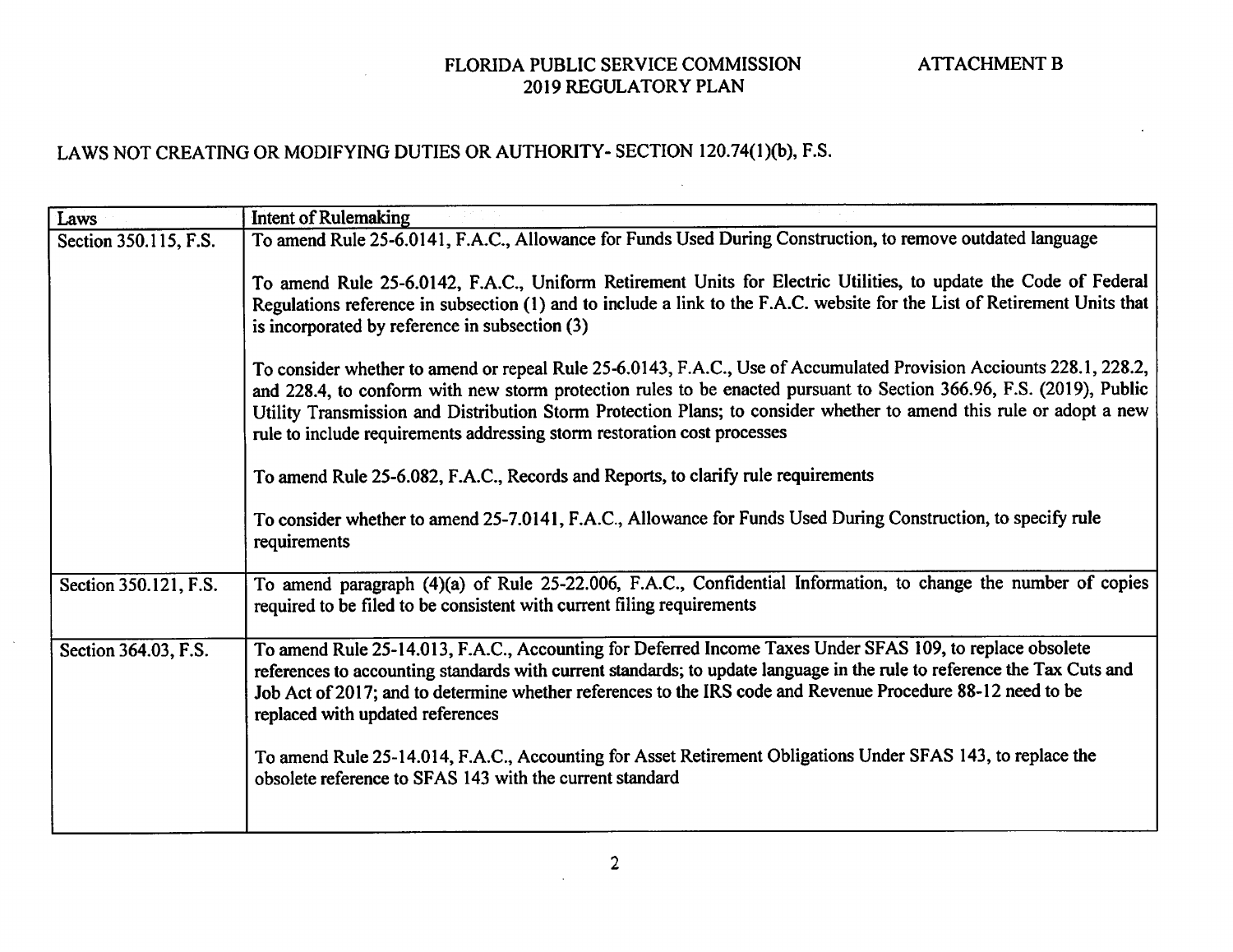FLORIDA PUBLIC SERVICE COMMISSION
2019 REGULATORY PLAN

ATTACHMENT B

LAWS NOT CREATING OR MODIFYING DUTIES OR AUTHORITY- SECTION 120.74(1)(b), F.S.

| Laws | Intent of Rulemaking |
|---|---|
| Section 350.115, F.S. | To amend Rule 25-6.0141, F.A.C., Allowance for Funds Used During Construction, to remove outdated language<br><br>To amend Rule 25-6.0142, F.A.C., Uniform Retirement Units for Electric Utilities, to update the Code of Federal Regulations reference in subsection (1) and to include a link to the F.A.C. website for the List of Retirement Units that is incorporated by reference in subsection (3)<br><br>To consider whether to amend or repeal Rule 25-6.0143, F.A.C., Use of Accumulated Provision Acciounts 228.1, 228.2, and 228.4, to conform with new storm protection rules to be enacted pursuant to Section 366.96, F.S. (2019), Public Utility Transmission and Distribution Storm Protection Plans; to consider whether to amend this rule or adopt a new rule to include requirements addressing storm restoration cost processes<br><br>To amend Rule 25-6.082, F.A.C., Records and Reports, to clarify rule requirements<br><br>To consider whether to amend 25-7.0141, F.A.C., Allowance for Funds Used During Construction, to specify rule requirements |
| Section 350.121, F.S. | To amend paragraph (4)(a) of Rule 25-22.006, F.A.C., Confidential Information, to change the number of copies required to be filed to be consistent with current filing requirements |
| Section 364.03, F.S. | To amend Rule 25-14.013, F.A.C., Accounting for Deferred Income Taxes Under SFAS 109, to replace obsolete references to accounting standards with current standards; to update language in the rule to reference the Tax Cuts and Job Act of 2017; and to determine whether references to the IRS code and Revenue Procedure 88-12 need to be replaced with updated references<br><br>To amend Rule 25-14.014, F.A.C., Accounting for Asset Retirement Obligations Under SFAS 143, to replace the obsolete reference to SFAS 143 with the current standard |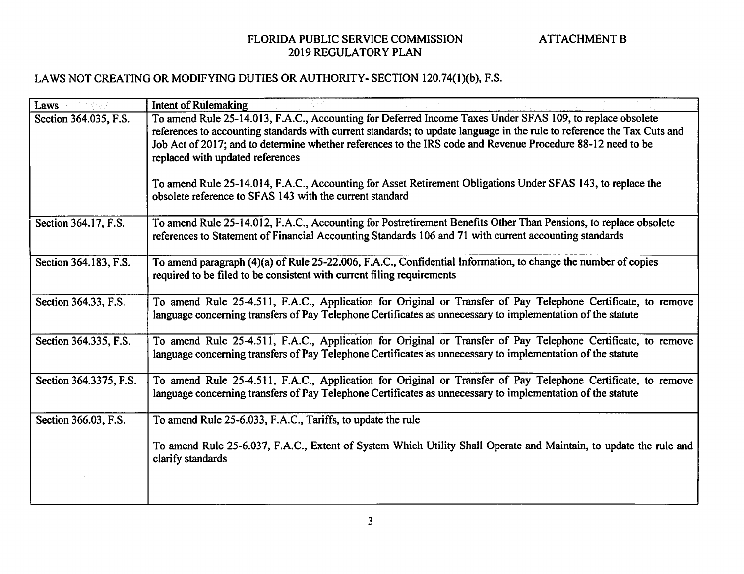FLORIDA PUBLIC SERVICE COMMISSION
2019 REGULATORY PLAN

ATTACHMENT B

LAWS NOT CREATING OR MODIFYING DUTIES OR AUTHORITY- SECTION 120.74(1)(b), F.S.

| Laws | Intent of Rulemaking |
|---|---|
| Section 364.035, F.S. | To amend Rule 25-14.013, F.A.C., Accounting for Deferred Income Taxes Under SFAS 109, to replace obsolete references to accounting standards with current standards; to update language in the rule to reference the Tax Cuts and Job Act of 2017; and to determine whether references to the IRS code and Revenue Procedure 88-12 need to be replaced with updated references<br><br>To amend Rule 25-14.014, F.A.C., Accounting for Asset Retirement Obligations Under SFAS 143, to replace the obsolete reference to SFAS 143 with the current standard |
| Section 364.17, F.S. | To amend Rule 25-14.012, F.A.C., Accounting for Postretirement Benefits Other Than Pensions, to replace obsolete references to Statement of Financial Accounting Standards 106 and 71 with current accounting standards |
| Section 364.183, F.S. | To amend paragraph (4)(a) of Rule 25-22.006, F.A.C., Confidential Information, to change the number of copies required to be filed to be consistent with current filing requirements |
| Section 364.33, F.S. | To amend Rule 25-4.511, F.A.C., Application for Original or Transfer of Pay Telephone Certificate, to remove language concerning transfers of Pay Telephone Certificates as unnecessary to implementation of the statute |
| Section 364.335, F.S. | To amend Rule 25-4.511, F.A.C., Application for Original or Transfer of Pay Telephone Certificate, to remove language concerning transfers of Pay Telephone Certificates as unnecessary to implementation of the statute |
| Section 364.3375, F.S. | To amend Rule 25-4.511, F.A.C., Application for Original or Transfer of Pay Telephone Certificate, to remove language concerning transfers of Pay Telephone Certificates as unnecessary to implementation of the statute |
| Section 366.03, F.S. | To amend Rule 25-6.033, F.A.C., Tariffs, to update the rule<br><br>To amend Rule 25-6.037, F.A.C., Extent of System Which Utility Shall Operate and Maintain, to update the rule and clarify standards |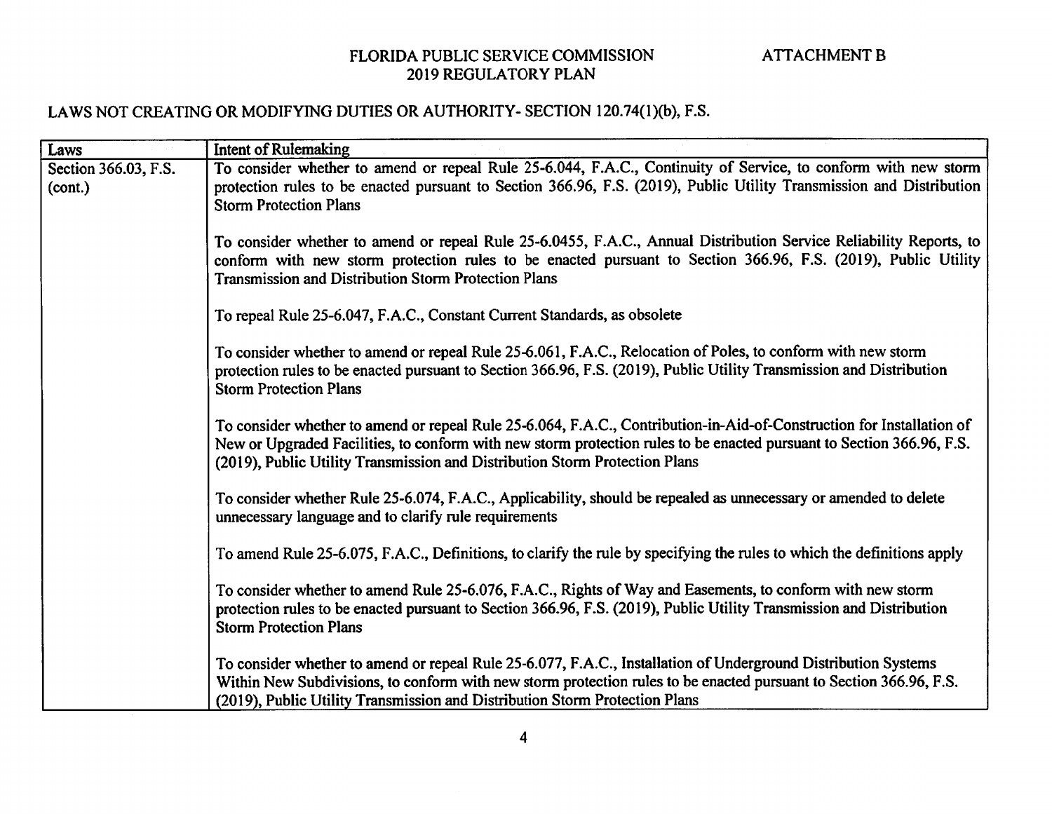FLORIDA PUBLIC SERVICE COMMISSION
2019 REGULATORY PLAN

ATTACHMENT B

LAWS NOT CREATING OR MODIFYING DUTIES OR AUTHORITY- SECTION 120.74(1)(b), F.S.

| Laws | Intent of Rulemaking |
|---|---|
| Section 366.03, F.S. (cont.) | To consider whether to amend or repeal Rule 25-6.044, F.A.C., Continuity of Service, to conform with new storm protection rules to be enacted pursuant to Section 366.96, F.S. (2019), Public Utility Transmission and Distribution Storm Protection Plans<br><br>To consider whether to amend or repeal Rule 25-6.0455, F.A.C., Annual Distribution Service Reliability Reports, to conform with new storm protection rules to be enacted pursuant to Section 366.96, F.S. (2019), Public Utility Transmission and Distribution Storm Protection Plans<br><br>To repeal Rule 25-6.047, F.A.C., Constant Current Standards, as obsolete<br><br>To consider whether to amend or repeal Rule 25-6.061, F.A.C., Relocation of Poles, to conform with new storm protection rules to be enacted pursuant to Section 366.96, F.S. (2019), Public Utility Transmission and Distribution Storm Protection Plans<br><br>To consider whether to amend or repeal Rule 25-6.064, F.A.C., Contribution-in-Aid-of-Construction for Installation of New or Upgraded Facilities, to conform with new storm protection rules to be enacted pursuant to Section 366.96, F.S. (2019), Public Utility Transmission and Distribution Storm Protection Plans<br><br>To consider whether Rule 25-6.074, F.A.C., Applicability, should be repealed as unnecessary or amended to delete unnecessary language and to clarify rule requirements<br><br>To amend Rule 25-6.075, F.A.C., Definitions, to clarify the rule by specifying the rules to which the definitions apply<br><br>To consider whether to amend Rule 25-6.076, F.A.C., Rights of Way and Easements, to conform with new storm protection rules to be enacted pursuant to Section 366.96, F.S. (2019), Public Utility Transmission and Distribution Storm Protection Plans<br><br>To consider whether to amend or repeal Rule 25-6.077, F.A.C., Installation of Underground Distribution Systems Within New Subdivisions, to conform with new storm protection rules to be enacted pursuant to Section 366.96, F.S. (2019), Public Utility Transmission and Distribution Storm Protection Plans |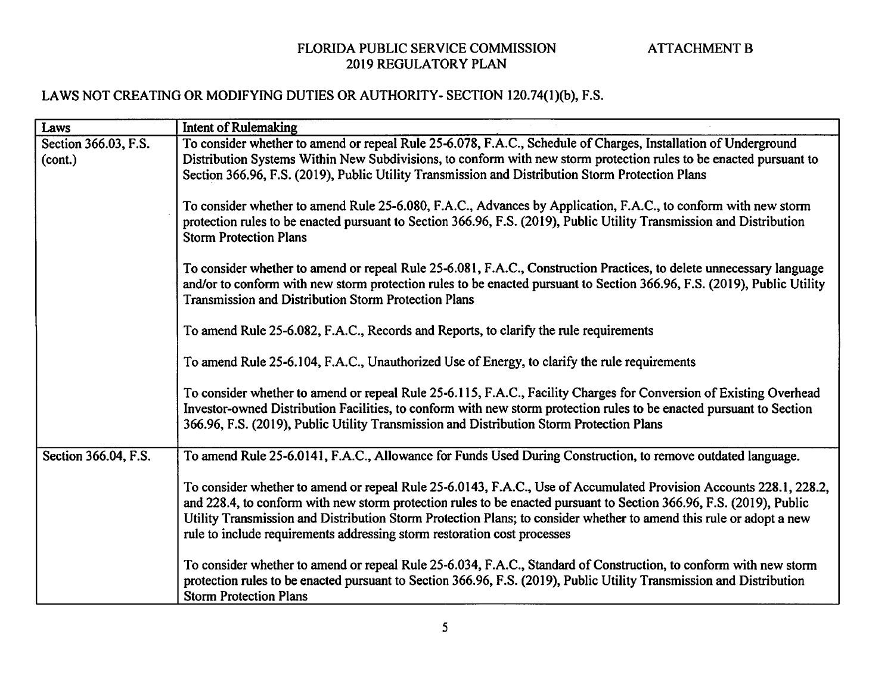FLORIDA PUBLIC SERVICE COMMISSION
2019 REGULATORY PLAN

ATTACHMENT B

LAWS NOT CREATING OR MODIFYING DUTIES OR AUTHORITY- SECTION 120.74(1)(b), F.S.

| Laws | Intent of Rulemaking |
|---|---|
| Section 366.03, F.S. (cont.) | To consider whether to amend or repeal Rule 25-6.078, F.A.C., Schedule of Charges, Installation of Underground Distribution Systems Within New Subdivisions, to conform with new storm protection rules to be enacted pursuant to Section 366.96, F.S. (2019), Public Utility Transmission and Distribution Storm Protection Plans<br><br>To consider whether to amend Rule 25-6.080, F.A.C., Advances by Application, F.A.C., to conform with new storm protection rules to be enacted pursuant to Section 366.96, F.S. (2019), Public Utility Transmission and Distribution Storm Protection Plans<br><br>To consider whether to amend or repeal Rule 25-6.081, F.A.C., Construction Practices, to delete unnecessary language and/or to conform with new storm protection rules to be enacted pursuant to Section 366.96, F.S. (2019), Public Utility Transmission and Distribution Storm Protection Plans<br><br>To amend Rule 25-6.082, F.A.C., Records and Reports, to clarify the rule requirements<br><br>To amend Rule 25-6.104, F.A.C., Unauthorized Use of Energy, to clarify the rule requirements<br><br>To consider whether to amend or repeal Rule 25-6.115, F.A.C., Facility Charges for Conversion of Existing Overhead Investor-owned Distribution Facilities, to conform with new storm protection rules to be enacted pursuant to Section 366.96, F.S. (2019), Public Utility Transmission and Distribution Storm Protection Plans |
| Section 366.04, F.S. | To amend Rule 25-6.0141, F.A.C., Allowance for Funds Used During Construction, to remove outdated language.<br><br>To consider whether to amend or repeal Rule 25-6.0143, F.A.C., Use of Accumulated Provision Accounts 228.1, 228.2, and 228.4, to conform with new storm protection rules to be enacted pursuant to Section 366.96, F.S. (2019), Public Utility Transmission and Distribution Storm Protection Plans; to consider whether to amend this rule or adopt a new rule to include requirements addressing storm restoration cost processes<br><br>To consider whether to amend or repeal Rule 25-6.034, F.A.C., Standard of Construction, to conform with new storm protection rules to be enacted pursuant to Section 366.96, F.S. (2019), Public Utility Transmission and Distribution Storm Protection Plans |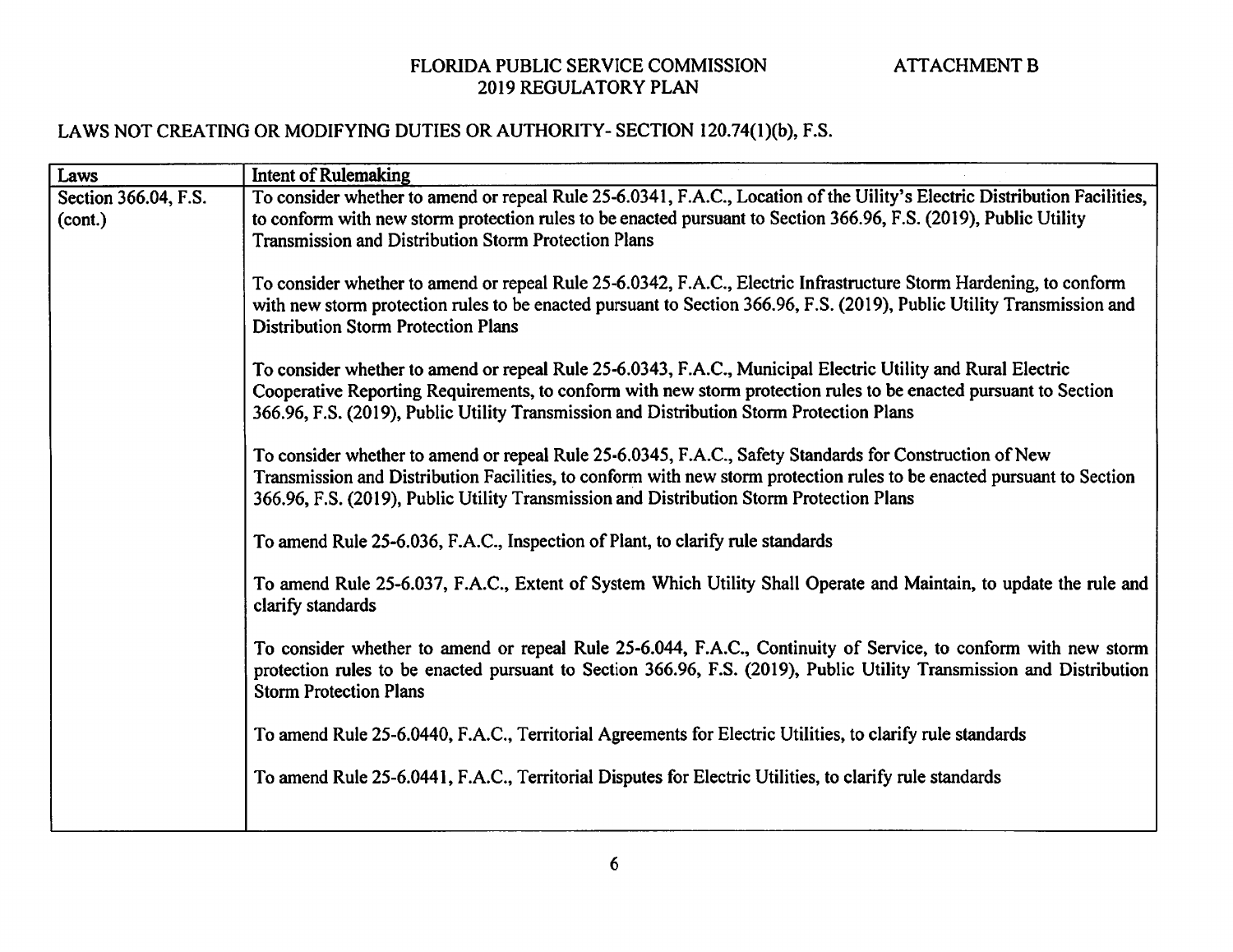FLORIDA PUBLIC SERVICE COMMISSION
2019 REGULATORY PLAN

ATTACHMENT B

LAWS NOT CREATING OR MODIFYING DUTIES OR AUTHORITY- SECTION 120.74(1)(b), F.S.

| Laws | Intent of Rulemaking |
|---|---|
| Section 366.04, F.S. (cont.) | To consider whether to amend or repeal Rule 25-6.0341, F.A.C., Location of the Uility's Electric Distribution Facilities, to conform with new storm protection rules to be enacted pursuant to Section 366.96, F.S. (2019), Public Utility Transmission and Distribution Storm Protection Plans<br><br>To consider whether to amend or repeal Rule 25-6.0342, F.A.C., Electric Infrastructure Storm Hardening, to conform with new storm protection rules to be enacted pursuant to Section 366.96, F.S. (2019), Public Utility Transmission and Distribution Storm Protection Plans<br><br>To consider whether to amend or repeal Rule 25-6.0343, F.A.C., Municipal Electric Utility and Rural Electric Cooperative Reporting Requirements, to conform with new storm protection rules to be enacted pursuant to Section 366.96, F.S. (2019), Public Utility Transmission and Distribution Storm Protection Plans<br><br>To consider whether to amend or repeal Rule 25-6.0345, F.A.C., Safety Standards for Construction of New Transmission and Distribution Facilities, to conform with new storm protection rules to be enacted pursuant to Section 366.96, F.S. (2019), Public Utility Transmission and Distribution Storm Protection Plans<br><br>To amend Rule 25-6.036, F.A.C., Inspection of Plant, to clarify rule standards<br><br>To amend Rule 25-6.037, F.A.C., Extent of System Which Utility Shall Operate and Maintain, to update the rule and clarify standards<br><br>To consider whether to amend or repeal Rule 25-6.044, F.A.C., Continuity of Service, to conform with new storm protection rules to be enacted pursuant to Section 366.96, F.S. (2019), Public Utility Transmission and Distribution Storm Protection Plans<br><br>To amend Rule 25-6.0440, F.A.C., Territorial Agreements for Electric Utilities, to clarify rule standards<br><br>To amend Rule 25-6.0441, F.A.C., Territorial Disputes for Electric Utilities, to clarify rule standards |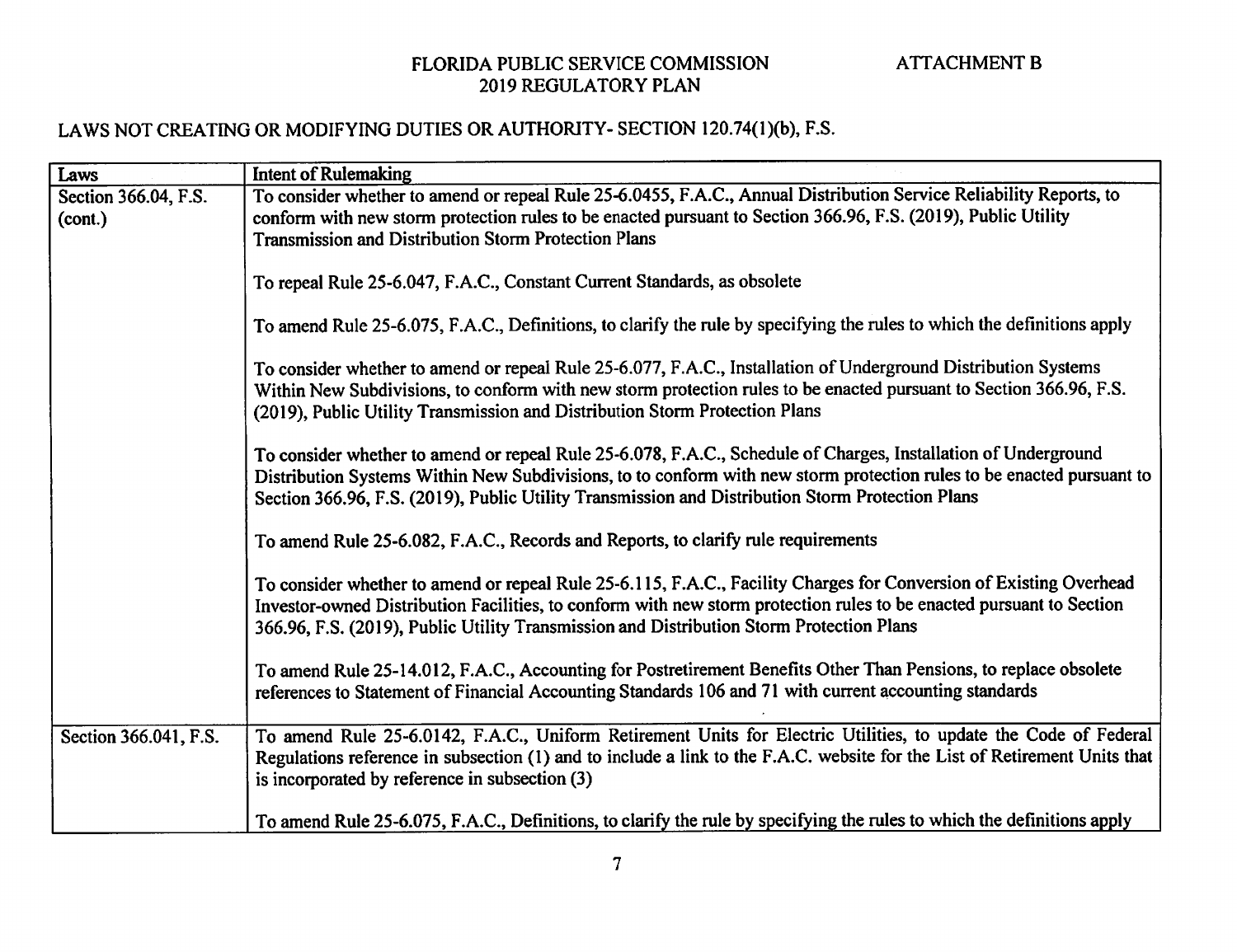FLORIDA PUBLIC SERVICE COMMISSION
2019 REGULATORY PLAN

ATTACHMENT B

LAWS NOT CREATING OR MODIFYING DUTIES OR AUTHORITY- SECTION 120.74(1)(b), F.S.

| Laws | Intent of Rulemaking |
|---|---|
| Section 366.04, F.S. (cont.) | To consider whether to amend or repeal Rule 25-6.0455, F.A.C., Annual Distribution Service Reliability Reports, to conform with new storm protection rules to be enacted pursuant to Section 366.96, F.S. (2019), Public Utility Transmission and Distribution Storm Protection Plans<br><br>To repeal Rule 25-6.047, F.A.C., Constant Current Standards, as obsolete<br><br>To amend Rule 25-6.075, F.A.C., Definitions, to clarify the rule by specifying the rules to which the definitions apply<br><br>To consider whether to amend or repeal Rule 25-6.077, F.A.C., Installation of Underground Distribution Systems Within New Subdivisions, to conform with new storm protection rules to be enacted pursuant to Section 366.96, F.S. (2019), Public Utility Transmission and Distribution Storm Protection Plans<br><br>To consider whether to amend or repeal Rule 25-6.078, F.A.C., Schedule of Charges, Installation of Underground Distribution Systems Within New Subdivisions, to to conform with new storm protection rules to be enacted pursuant to Section 366.96, F.S. (2019), Public Utility Transmission and Distribution Storm Protection Plans<br><br>To amend Rule 25-6.082, F.A.C., Records and Reports, to clarify rule requirements<br><br>To consider whether to amend or repeal Rule 25-6.115, F.A.C., Facility Charges for Conversion of Existing Overhead Investor-owned Distribution Facilities, to conform with new storm protection rules to be enacted pursuant to Section 366.96, F.S. (2019), Public Utility Transmission and Distribution Storm Protection Plans<br><br>To amend Rule 25-14.012, F.A.C., Accounting for Postretirement Benefits Other Than Pensions, to replace obsolete references to Statement of Financial Accounting Standards 106 and 71 with current accounting standards |
| Section 366.041, F.S. | To amend Rule 25-6.0142, F.A.C., Uniform Retirement Units for Electric Utilities, to update the Code of Federal Regulations reference in subsection (1) and to include a link to the F.A.C. website for the List of Retirement Units that is incorporated by reference in subsection (3)<br><br>To amend Rule 25-6.075, F.A.C., Definitions, to clarify the rule by specifying the rules to which the definitions apply |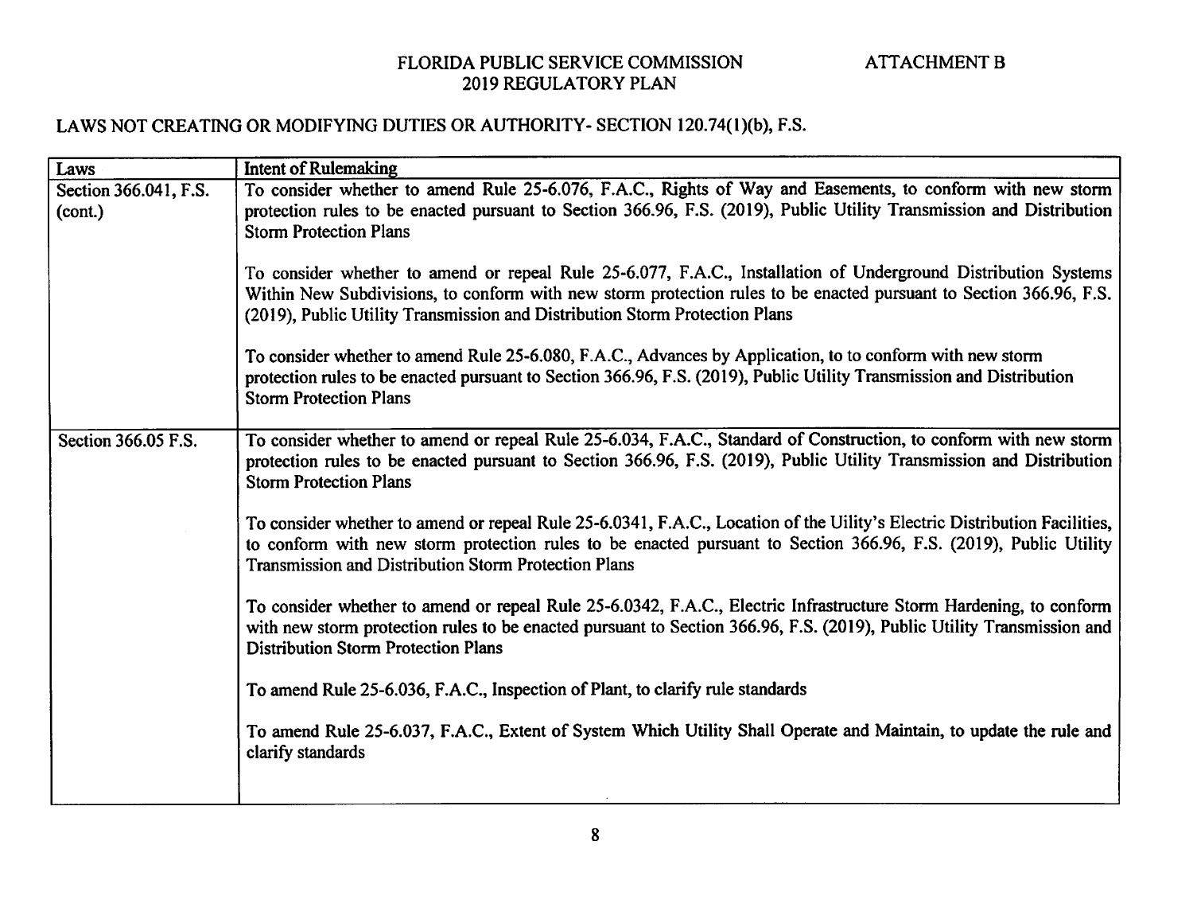FLORIDA PUBLIC SERVICE COMMISSION
2019 REGULATORY PLAN

ATTACHMENT B

LAWS NOT CREATING OR MODIFYING DUTIES OR AUTHORITY- SECTION 120.74(1)(b), F.S.

| Laws | Intent of Rulemaking |
|---|---|
| Section 366.041, F.S. (cont.) | To consider whether to amend Rule 25-6.076, F.A.C., Rights of Way and Easements, to conform with new storm protection rules to be enacted pursuant to Section 366.96, F.S. (2019), Public Utility Transmission and Distribution Storm Protection Plans<br><br>To consider whether to amend or repeal Rule 25-6.077, F.A.C., Installation of Underground Distribution Systems Within New Subdivisions, to conform with new storm protection rules to be enacted pursuant to Section 366.96, F.S. (2019), Public Utility Transmission and Distribution Storm Protection Plans<br><br>To consider whether to amend Rule 25-6.080, F.A.C., Advances by Application, to to conform with new storm protection rules to be enacted pursuant to Section 366.96, F.S. (2019), Public Utility Transmission and Distribution Storm Protection Plans |
| Section 366.05 F.S. | To consider whether to amend or repeal Rule 25-6.034, F.A.C., Standard of Construction, to conform with new storm protection rules to be enacted pursuant to Section 366.96, F.S. (2019), Public Utility Transmission and Distribution Storm Protection Plans<br><br>To consider whether to amend or repeal Rule 25-6.0341, F.A.C., Location of the Uility's Electric Distribution Facilities, to conform with new storm protection rules to be enacted pursuant to Section 366.96, F.S. (2019), Public Utility Transmission and Distribution Storm Protection Plans<br><br>To consider whether to amend or repeal Rule 25-6.0342, F.A.C., Electric Infrastructure Storm Hardening, to conform with new storm protection rules to be enacted pursuant to Section 366.96, F.S. (2019), Public Utility Transmission and Distribution Storm Protection Plans<br><br>To amend Rule 25-6.036, F.A.C., Inspection of Plant, to clarify rule standards<br><br>To amend Rule 25-6.037, F.A.C., Extent of System Which Utility Shall Operate and Maintain, to update the rule and clarify standards |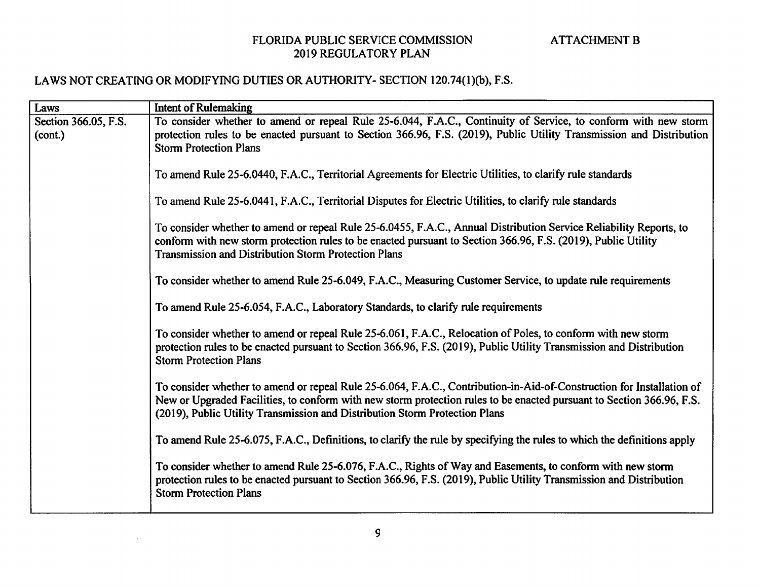FLORIDA PUBLIC SERVICE COMMISSION
2019 REGULATORY PLAN

ATTACHMENT B

LAWS NOT CREATING OR MODIFYING DUTIES OR AUTHORITY- SECTION 120.74(1)(b), F.S.

| Laws | Intent of Rulemaking |
|---|---|
| Section 366.05, F.S. (cont.) | To consider whether to amend or repeal Rule 25-6.044, F.A.C., Continuity of Service, to conform with new storm protection rules to be enacted pursuant to Section 366.96, F.S. (2019), Public Utility Transmission and Distribution Storm Protection Plans<br><br>To amend Rule 25-6.0440, F.A.C., Territorial Agreements for Electric Utilities, to clarify rule standards<br><br>To amend Rule 25-6.0441, F.A.C., Territorial Disputes for Electric Utilities, to clarify rule standards<br><br>To consider whether to amend or repeal Rule 25-6.0455, F.A.C., Annual Distribution Service Reliability Reports, to conform with new storm protection rules to be enacted pursuant to Section 366.96, F.S. (2019), Public Utility Transmission and Distribution Storm Protection Plans<br><br>To consider whether to amend Rule 25-6.049, F.A.C., Measuring Customer Service, to update rule requirements<br><br>To amend Rule 25-6.054, F.A.C., Laboratory Standards, to clarify rule requirements<br><br>To consider whether to amend or repeal Rule 25-6.061, F.A.C., Relocation of Poles, to conform with new storm protection rules to be enacted pursuant to Section 366.96, F.S. (2019), Public Utility Transmission and Distribution Storm Protection Plans<br><br>To consider whether to amend or repeal Rule 25-6.064, F.A.C., Contribution-in-Aid-of-Construction for Installation of New or Upgraded Facilities, to conform with new storm protection rules to be enacted pursuant to Section 366.96, F.S. (2019), Public Utility Transmission and Distribution Storm Protection Plans<br><br>To amend Rule 25-6.075, F.A.C., Definitions, to clarify the rule by specifying the rules to which the definitions apply<br><br>To consider whether to amend Rule 25-6.076, F.A.C., Rights of Way and Easements, to conform with new storm protection rules to be enacted pursuant to Section 366.96, F.S. (2019), Public Utility Transmission and Distribution Storm Protection Plans |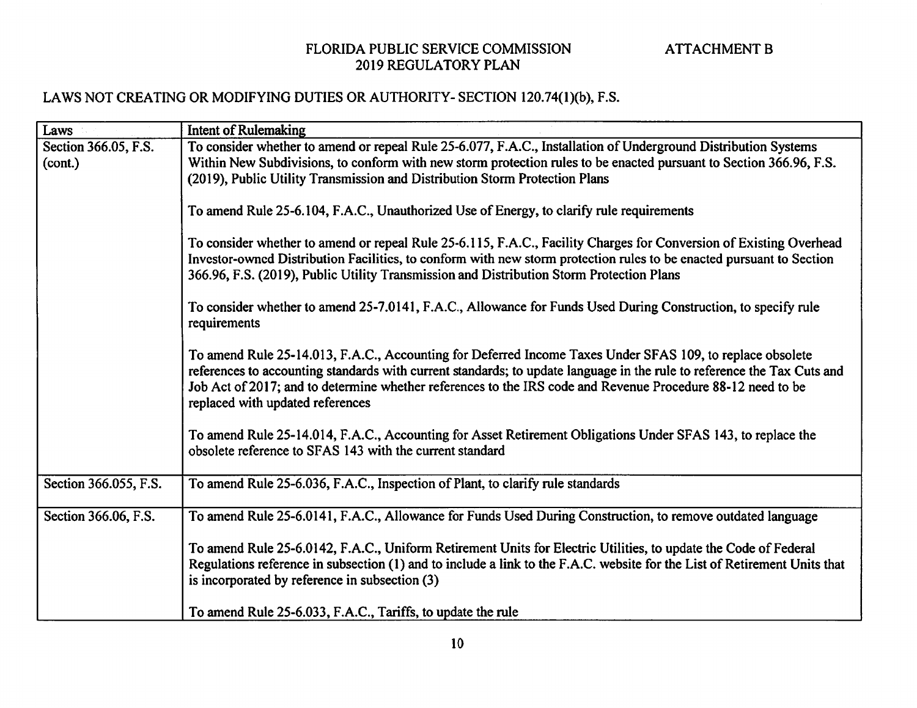FLORIDA PUBLIC SERVICE COMMISSION
2019 REGULATORY PLAN

ATTACHMENT B

LAWS NOT CREATING OR MODIFYING DUTIES OR AUTHORITY- SECTION 120.74(1)(b), F.S.

| Laws | Intent of Rulemaking |
|---|---|
| Section 366.05, F.S. (cont.) | To consider whether to amend or repeal Rule 25-6.077, F.A.C., Installation of Underground Distribution Systems Within New Subdivisions, to conform with new storm protection rules to be enacted pursuant to Section 366.96, F.S. (2019), Public Utility Transmission and Distribution Storm Protection Plans<br><br>To amend Rule 25-6.104, F.A.C., Unauthorized Use of Energy, to clarify rule requirements<br><br>To consider whether to amend or repeal Rule 25-6.115, F.A.C., Facility Charges for Conversion of Existing Overhead Investor-owned Distribution Facilities, to conform with new storm protection rules to be enacted pursuant to Section 366.96, F.S. (2019), Public Utility Transmission and Distribution Storm Protection Plans<br><br>To consider whether to amend 25-7.0141, F.A.C., Allowance for Funds Used During Construction, to specify rule requirements<br><br>To amend Rule 25-14.013, F.A.C., Accounting for Deferred Income Taxes Under SFAS 109, to replace obsolete references to accounting standards with current standards; to update language in the rule to reference the Tax Cuts and Job Act of 2017; and to determine whether references to the IRS code and Revenue Procedure 88-12 need to be replaced with updated references<br><br>To amend Rule 25-14.014, F.A.C., Accounting for Asset Retirement Obligations Under SFAS 143, to replace the obsolete reference to SFAS 143 with the current standard |
| Section 366.055, F.S. | To amend Rule 25-6.036, F.A.C., Inspection of Plant, to clarify rule standards |
| Section 366.06, F.S. | To amend Rule 25-6.0141, F.A.C., Allowance for Funds Used During Construction, to remove outdated language<br><br>To amend Rule 25-6.0142, F.A.C., Uniform Retirement Units for Electric Utilities, to update the Code of Federal Regulations reference in subsection (1) and to include a link to the F.A.C. website for the List of Retirement Units that is incorporated by reference in subsection (3)<br><br>To amend Rule 25-6.033, F.A.C., Tariffs, to update the rule |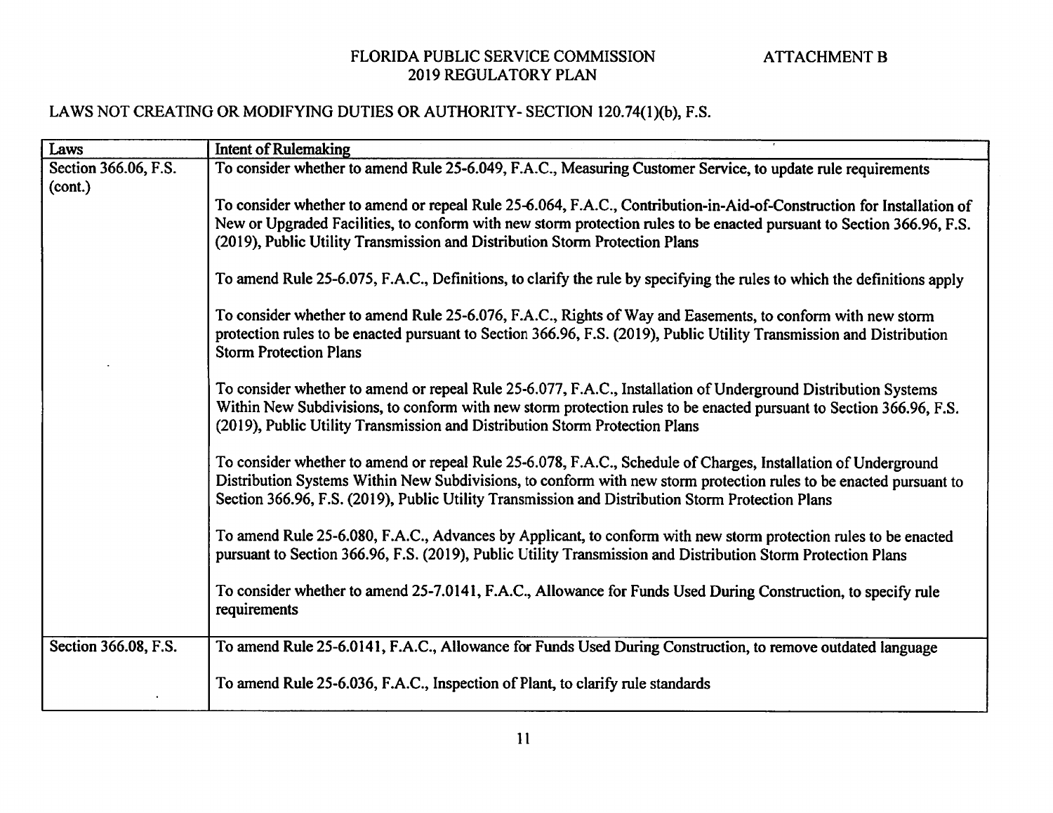FLORIDA PUBLIC SERVICE COMMISSION
2019 REGULATORY PLAN

ATTACHMENT B

LAWS NOT CREATING OR MODIFYING DUTIES OR AUTHORITY- SECTION 120.74(1)(b), F.S.

| Laws | Intent of Rulemaking |
|---|---|
| Section 366.06, F.S. (cont.) | To consider whether to amend Rule 25-6.049, F.A.C., Measuring Customer Service, to update rule requirements<br><br>To consider whether to amend or repeal Rule 25-6.064, F.A.C., Contribution-in-Aid-of-Construction for Installation of New or Upgraded Facilities, to conform with new storm protection rules to be enacted pursuant to Section 366.96, F.S. (2019), Public Utility Transmission and Distribution Storm Protection Plans<br><br>To amend Rule 25-6.075, F.A.C., Definitions, to clarify the rule by specifying the rules to which the definitions apply<br><br>To consider whether to amend Rule 25-6.076, F.A.C., Rights of Way and Easements, to conform with new storm protection rules to be enacted pursuant to Section 366.96, F.S. (2019), Public Utility Transmission and Distribution Storm Protection Plans<br><br>To consider whether to amend or repeal Rule 25-6.077, F.A.C., Installation of Underground Distribution Systems Within New Subdivisions, to conform with new storm protection rules to be enacted pursuant to Section 366.96, F.S. (2019), Public Utility Transmission and Distribution Storm Protection Plans<br><br>To consider whether to amend or repeal Rule 25-6.078, F.A.C., Schedule of Charges, Installation of Underground Distribution Systems Within New Subdivisions, to conform with new storm protection rules to be enacted pursuant to Section 366.96, F.S. (2019), Public Utility Transmission and Distribution Storm Protection Plans<br><br>To amend Rule 25-6.080, F.A.C., Advances by Applicant, to conform with new storm protection rules to be enacted pursuant to Section 366.96, F.S. (2019), Public Utility Transmission and Distribution Storm Protection Plans<br><br>To consider whether to amend 25-7.0141, F.A.C., Allowance for Funds Used During Construction, to specify rule requirements |
| Section 366.08, F.S. | To amend Rule 25-6.0141, F.A.C., Allowance for Funds Used During Construction, to remove outdated language<br><br>To amend Rule 25-6.036, F.A.C., Inspection of Plant, to clarify rule standards |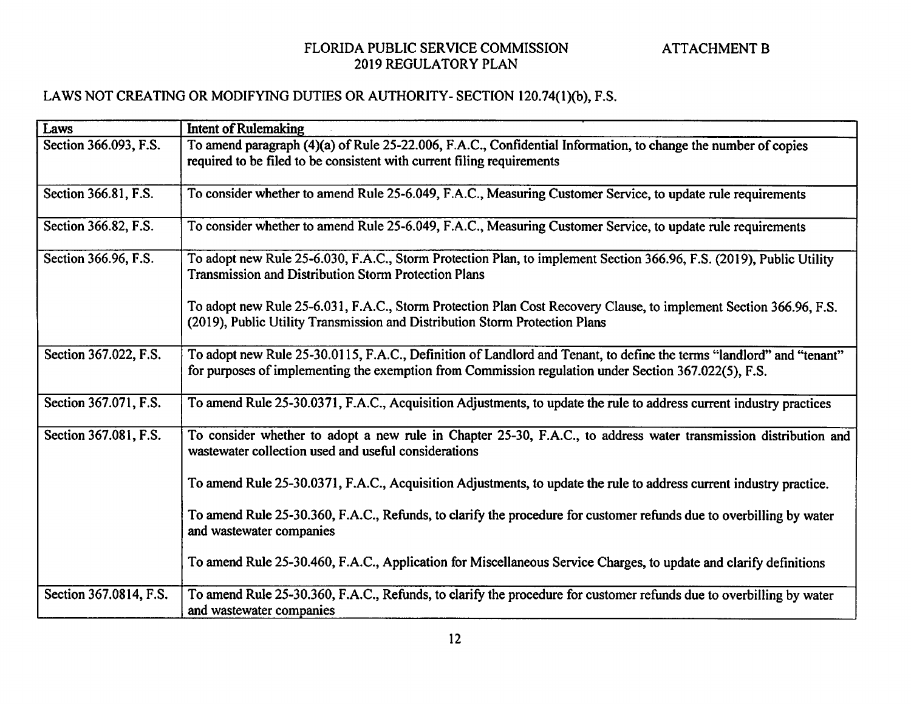FLORIDA PUBLIC SERVICE COMMISSION
2019 REGULATORY PLAN

ATTACHMENT B

LAWS NOT CREATING OR MODIFYING DUTIES OR AUTHORITY- SECTION 120.74(1)(b), F.S.

| Laws | Intent of Rulemaking |
|---|---|
| Section 366.093, F.S. | To amend paragraph (4)(a) of Rule 25-22.006, F.A.C., Confidential Information, to change the number of copies required to be filed to be consistent with current filing requirements |
| Section 366.81, F.S. | To consider whether to amend Rule 25-6.049, F.A.C., Measuring Customer Service, to update rule requirements |
| Section 366.82, F.S. | To consider whether to amend Rule 25-6.049, F.A.C., Measuring Customer Service, to update rule requirements |
| Section 366.96, F.S. | To adopt new Rule 25-6.030, F.A.C., Storm Protection Plan, to implement Section 366.96, F.S. (2019), Public Utility Transmission and Distribution Storm Protection Plans<br><br>To adopt new Rule 25-6.031, F.A.C., Storm Protection Plan Cost Recovery Clause, to implement Section 366.96, F.S. (2019), Public Utility Transmission and Distribution Storm Protection Plans |
| Section 367.022, F.S. | To adopt new Rule 25-30.0115, F.A.C., Definition of Landlord and Tenant, to define the terms "landlord" and "tenant" for purposes of implementing the exemption from Commission regulation under Section 367.022(5), F.S. |
| Section 367.071, F.S. | To amend Rule 25-30.0371, F.A.C., Acquisition Adjustments, to update the rule to address current industry practices |
| Section 367.081, F.S. | To consider whether to adopt a new rule in Chapter 25-30, F.A.C., to address water transmission distribution and wastewater collection used and useful considerations<br><br>To amend Rule 25-30.0371, F.A.C., Acquisition Adjustments, to update the rule to address current industry practice.<br><br>To amend Rule 25-30.360, F.A.C., Refunds, to clarify the procedure for customer refunds due to overbilling by water and wastewater companies<br><br>To amend Rule 25-30.460, F.A.C., Application for Miscellaneous Service Charges, to update and clarify definitions |
| Section 367.0814, F.S. | To amend Rule 25-30.360, F.A.C., Refunds, to clarify the procedure for customer refunds due to overbilling by water and wastewater companies |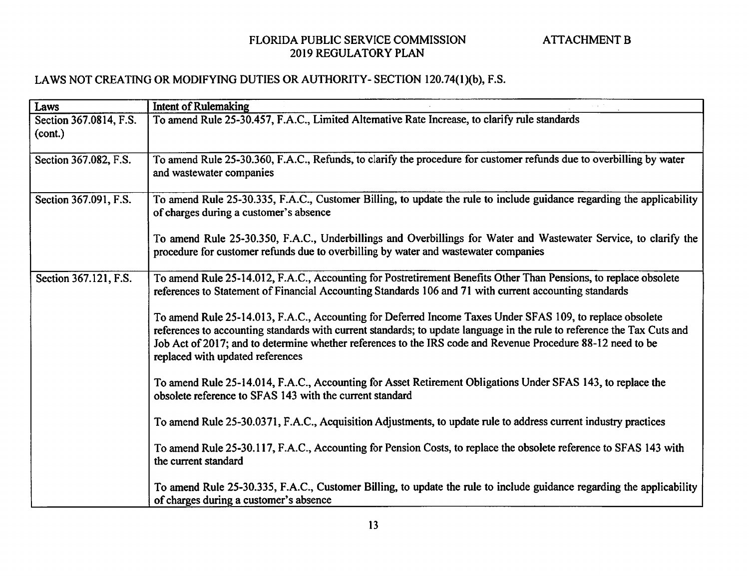FLORIDA PUBLIC SERVICE COMMISSION
2019 REGULATORY PLAN

ATTACHMENT B

LAWS NOT CREATING OR MODIFYING DUTIES OR AUTHORITY- SECTION 120.74(1)(b), F.S.

| Laws | Intent of Rulemaking |
|---|---|
| Section 367.0814, F.S. (cont.) | To amend Rule 25-30.457, F.A.C., Limited Alternative Rate Increase, to clarify rule standards |
| Section 367.082, F.S. | To amend Rule 25-30.360, F.A.C., Refunds, to clarify the procedure for customer refunds due to overbilling by water and wastewater companies |
| Section 367.091, F.S. | To amend Rule 25-30.335, F.A.C., Customer Billing, to update the rule to include guidance regarding the applicability of charges during a customer's absence<br><br>To amend Rule 25-30.350, F.A.C., Underbillings and Overbillings for Water and Wastewater Service, to clarify the procedure for customer refunds due to overbilling by water and wastewater companies |
| Section 367.121, F.S. | To amend Rule 25-14.012, F.A.C., Accounting for Postretirement Benefits Other Than Pensions, to replace obsolete references to Statement of Financial Accounting Standards 106 and 71 with current accounting standards<br><br>To amend Rule 25-14.013, F.A.C., Accounting for Deferred Income Taxes Under SFAS 109, to replace obsolete references to accounting standards with current standards; to update language in the rule to reference the Tax Cuts and Job Act of 2017; and to determine whether references to the IRS code and Revenue Procedure 88-12 need to be replaced with updated references<br><br>To amend Rule 25-14.014, F.A.C., Accounting for Asset Retirement Obligations Under SFAS 143, to replace the obsolete reference to SFAS 143 with the current standard<br><br>To amend Rule 25-30.0371, F.A.C., Acquisition Adjustments, to update rule to address current industry practices<br><br>To amend Rule 25-30.117, F.A.C., Accounting for Pension Costs, to replace the obsolete reference to SFAS 143 with the current standard<br><br>To amend Rule 25-30.335, F.A.C., Customer Billing, to update the rule to include guidance regarding the applicability of charges during a customer's absence |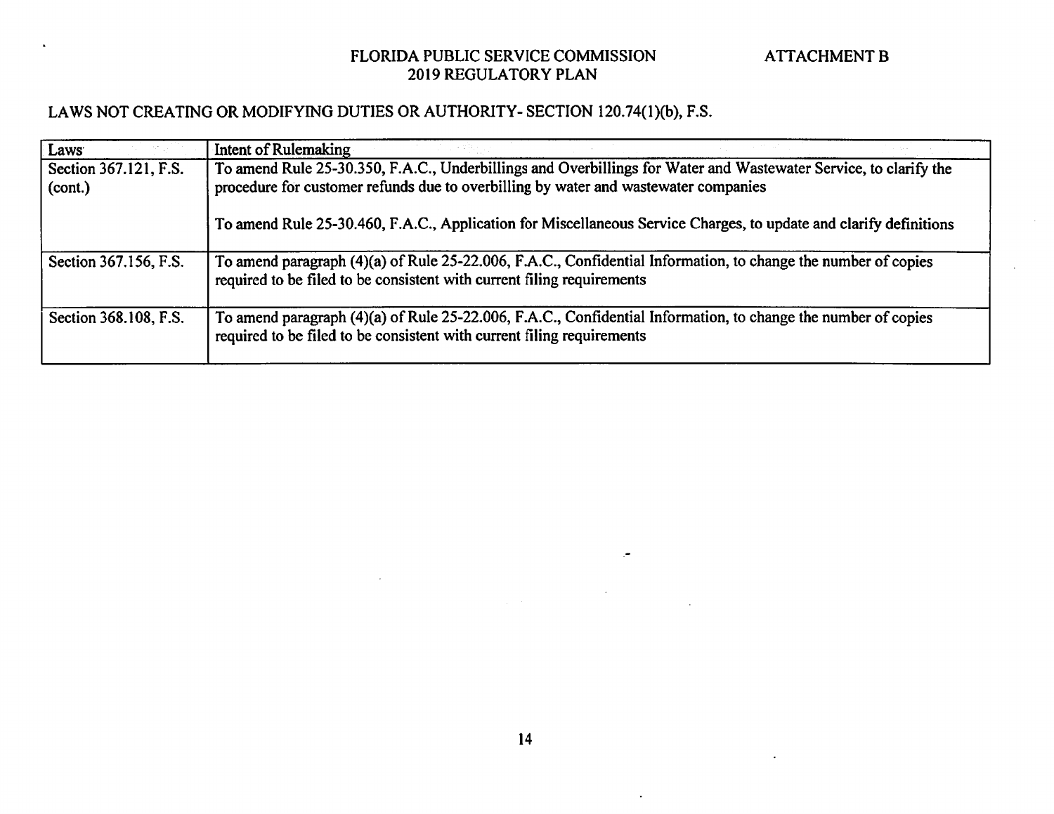## LAWS NOT CREATING OR MODIFYING DUTIES OR AUTHORITY- SECTION 120.74(1)(b), F.S.

| Laws | Intent of Rulemaking |
| --- | --- |
| Section 367.121, F.S. (cont.) | To amend Rule 25-30.350, F.A.C., Underbillings and Overbillings for Water and Wastewater Service, to clarify the procedure for customer refunds due to overbilling by water and wastewater companies<br><br>To amend Rule 25-30.460, F.A.C., Application for Miscellaneous Service Charges, to update and clarify definitions |
| Section 367.156, F.S. | To amend paragraph (4)(a) of Rule 25-22.006, F.A.C., Confidential Information, to change the number of copies required to be filed to be consistent with current filing requirements |
| Section 368.108, F.S. | To amend paragraph (4)(a) of Rule 25-22.006, F.A.C., Confidential Information, to change the number of copies required to be filed to be consistent with current filing requirements |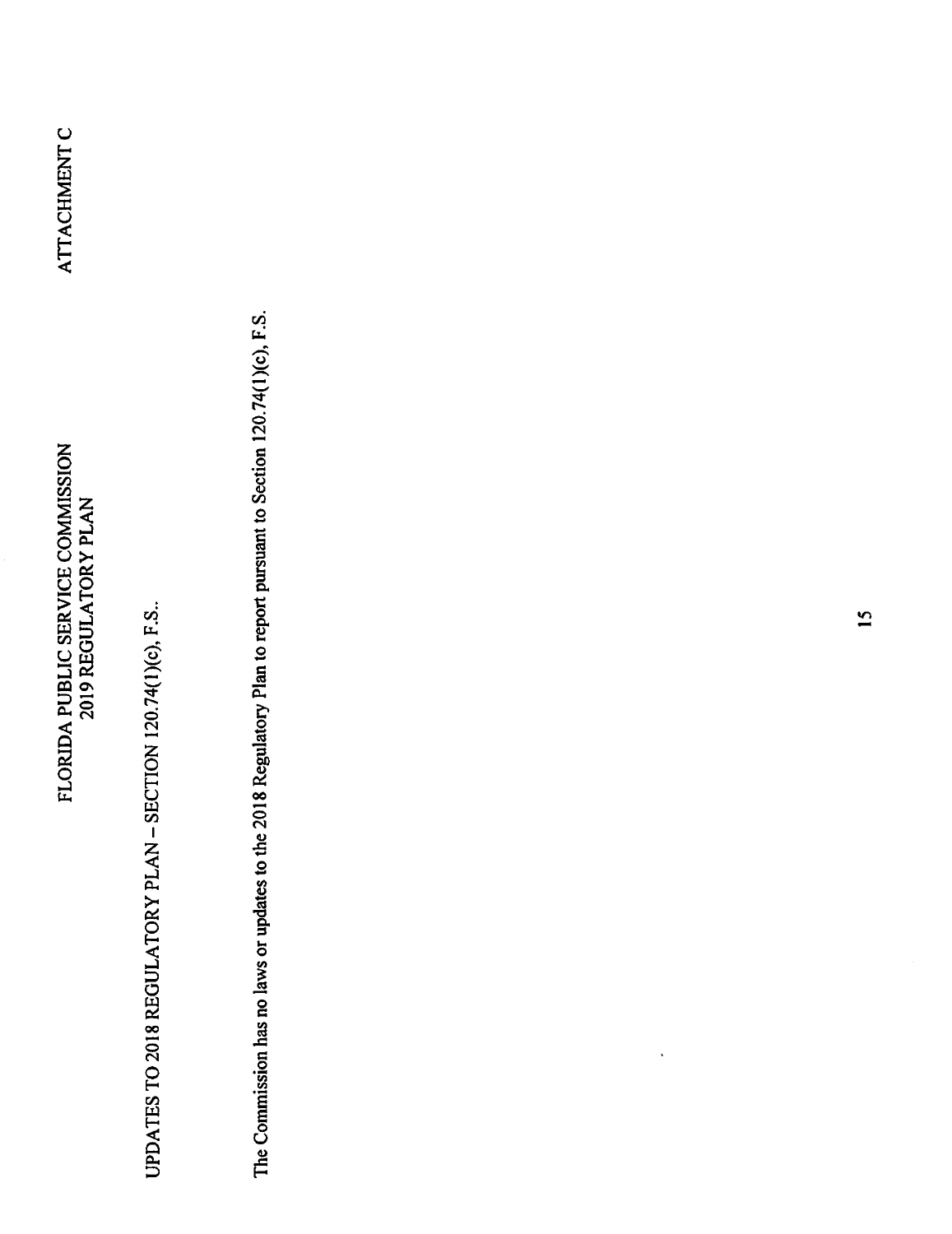ATTACHMENT C

# FLORIDA PUBLIC SERVICE COMMISSION
## 2019 REGULATORY PLAN

UPDATES TO 2018 REGULATORY PLAN – SECTION 120.74(1)(c), F.S..

The Commission has no laws or updates to the 2018 Regulatory Plan to report pursuant to Section 120.74(1)(c), F.S.